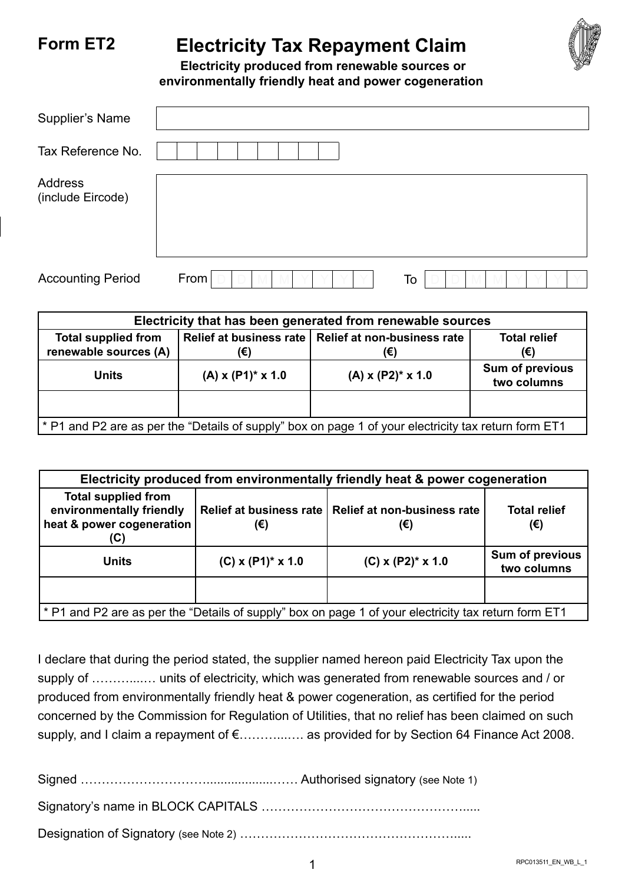**Form ET2**

# Electricity Tax Repayment Claim

**Electricity produced from renewable sources or environmentally friendly heat and power cogeneration**

Supplier's Name

Tax Reference No.

Address (include Eircode)

Accounting Period From D D M M Y Y Y Y To D D M M Y Y Y Y

| Electricity that has been generated from renewable sources | | | |
|---|---|---|---|
| **Total supplied from renewable sources (A)** | **Relief at business rate (€)** | **Relief at non-business rate (€)** | **Total relief (€)** |
| **Units** | **(A) x (P1)* x 1.0** | **(A) x (P2)* x 1.0** | **Sum of previous two columns** |
| | | | |

* P1 and P2 are as per the "Details of supply" box on page 1 of your electricity tax return form ET1

| Electricity produced from environmentally friendly heat & power cogeneration | | | |
|---|---|---|---|
| **Total supplied from environmentally friendly heat & power cogeneration (C)** | **Relief at business rate (€)** | **Relief at non-business rate (€)** | **Total relief (€)** |
| **Units** | **(C) x (P1)* x 1.0** | **(C) x (P2)* x 1.0** | **Sum of previous two columns** |
| | | | |

* P1 and P2 are as per the "Details of supply" box on page 1 of your electricity tax return form ET1

I declare that during the period stated, the supplier named hereon paid Electricity Tax upon the supply of ………...… units of electricity, which was generated from renewable sources and / or produced from environmentally friendly heat & power cogeneration, as certified for the period concerned by the Commission for Regulation of Utilities, that no relief has been claimed on such supply, and I claim a repayment of €………...…. as provided for by Section 64 Finance Act 2008.

Signed ………………………..................…… Authorised signatory (see Note 1)

Signatory's name in BLOCK CAPITALS …………………………………………......

Designation of Signatory (see Note 2) ……………………………………………......

RPC013511_EN_WB_L_1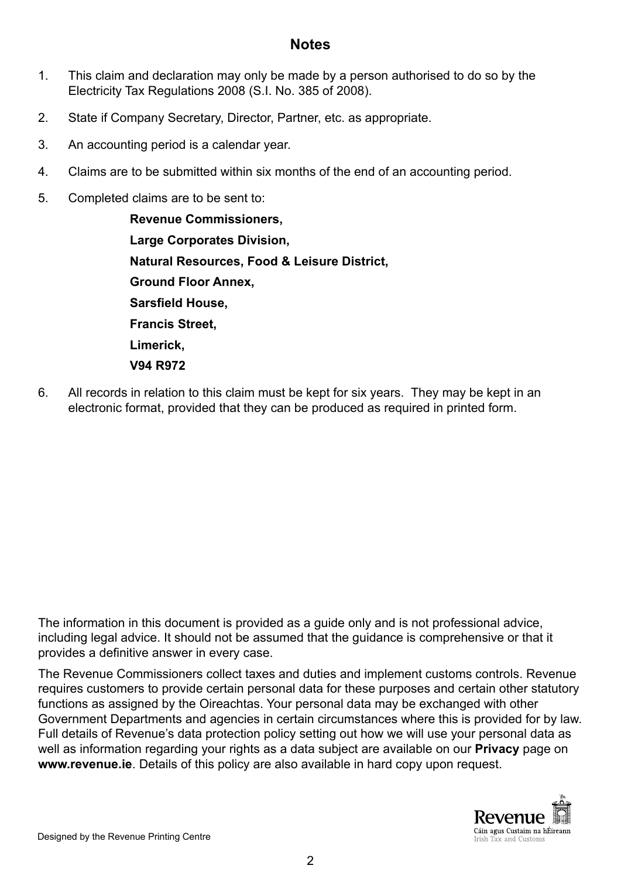## Notes

1. This claim and declaration may only be made by a person authorised to do so by the Electricity Tax Regulations 2008 (S.I. No. 385 of 2008).

2. State if Company Secretary, Director, Partner, etc. as appropriate.

3. An accounting period is a calendar year.

4. Claims are to be submitted within six months of the end of an accounting period.

5. Completed claims are to be sent to:

   **Revenue Commissioners,**
   **Large Corporates Division,**
   **Natural Resources, Food & Leisure District,**
   **Ground Floor Annex,**
   **Sarsfield House,**
   **Francis Street,**
   **Limerick,**
   **V94 R972**

6. All records in relation to this claim must be kept for six years. They may be kept in an electronic format, provided that they can be produced as required in printed form.

The information in this document is provided as a guide only and is not professional advice, including legal advice. It should not be assumed that the guidance is comprehensive or that it provides a definitive answer in every case.

The Revenue Commissioners collect taxes and duties and implement customs controls. Revenue requires customers to provide certain personal data for these purposes and certain other statutory functions as assigned by the Oireachtas. Your personal data may be exchanged with other Government Departments and agencies in certain circumstances where this is provided for by law. Full details of Revenue's data protection policy setting out how we will use your personal data as well as information regarding your rights as a data subject are available on our **Privacy** page on **www.revenue.ie**. Details of this policy are also available in hard copy upon request.

Designed by the Revenue Printing Centre

Revenue
Cáin agus Custaim na hÉireann
Irish Tax and Customs